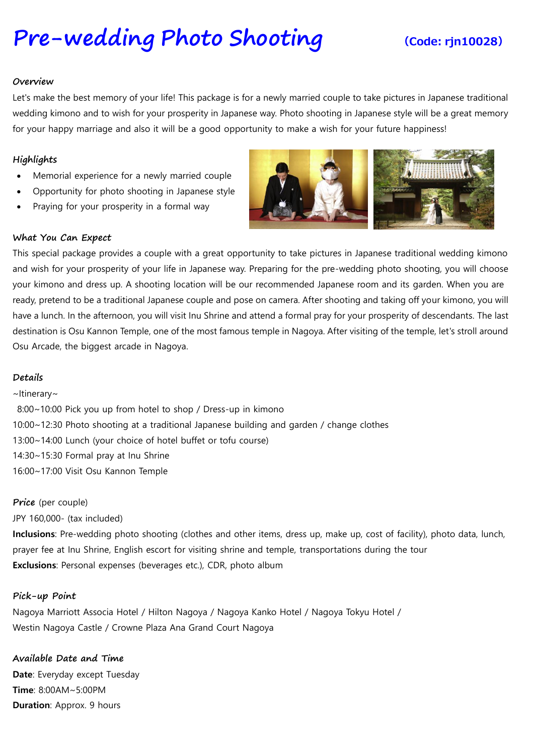# Pre-wedding Photo Shooting (Code: rjn10028)

### Overview

Let's make the best memory of your life! This package is for a newly married couple to take pictures in Japanese traditional wedding kimono and to wish for your prosperity in Japanese way. Photo shooting in Japanese style will be a great memory for your happy marriage and also it will be a good opportunity to make a wish for your future happiness!

### Highlights

- Memorial experience for a newly married couple
- Opportunity for photo shooting in Japanese style
- Praying for your prosperity in a formal way

### What You Can Expect

This special package provides a couple with a great opportunity to take pictures in Japanese traditional wedding kimono and wish for your prosperity of your life in Japanese way. Preparing for the pre-wedding photo shooting, you will choose your kimono and dress up. A shooting location will be our recommended Japanese room and its garden. When you are ready, pretend to be a traditional Japanese couple and pose on camera. After shooting and taking off your kimono, you will have a lunch. In the afternoon, you will visit Inu Shrine and attend a formal pray for your prosperity of descendants. The last destination is Osu Kannon Temple, one of the most famous temple in Nagoya. After visiting of the temple, let's stroll around Osu Arcade, the biggest arcade in Nagoya.

### Details

~Itinerary~

8:00~10:00 Pick you up from hotel to shop / Dress-up in kimono
10:00~12:30 Photo shooting at a traditional Japanese building and garden / change clothes
13:00~14:00 Lunch (your choice of hotel buffet or tofu course)
14:30~15:30 Formal pray at Inu Shrine
16:00~17:00 Visit Osu Kannon Temple

**Price** (per couple)

JPY 160,000- (tax included)

**Inclusions**: Pre-wedding photo shooting (clothes and other items, dress up, make up, cost of facility), photo data, lunch, prayer fee at Inu Shrine, English escort for visiting shrine and temple, transportations during the tour

**Exclusions**: Personal expenses (beverages etc.), CDR, photo album

### Pick-up Point

Nagoya Marriott Associa Hotel / Hilton Nagoya / Nagoya Kanko Hotel / Nagoya Tokyu Hotel / Westin Nagoya Castle / Crowne Plaza Ana Grand Court Nagoya

### Available Date and Time

**Date**: Everyday except Tuesday
**Time**: 8:00AM~5:00PM
**Duration**: Approx. 9 hours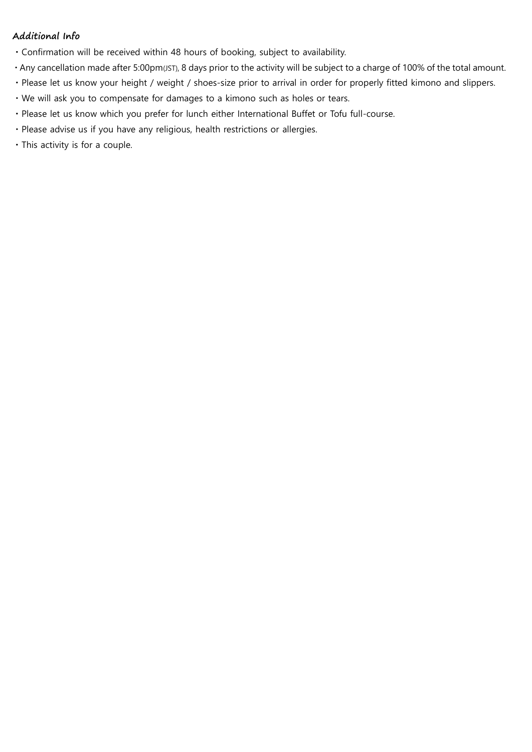## Additional Info

- Confirmation will be received within 48 hours of booking, subject to availability.
- Any cancellation made after 5:00pm(JST), 8 days prior to the activity will be subject to a charge of 100% of the total amount.
- Please let us know your height / weight / shoes-size prior to arrival in order for properly fitted kimono and slippers.
- We will ask you to compensate for damages to a kimono such as holes or tears.
- Please let us know which you prefer for lunch either International Buffet or Tofu full-course.
- Please advise us if you have any religious, health restrictions or allergies.
- This activity is for a couple.